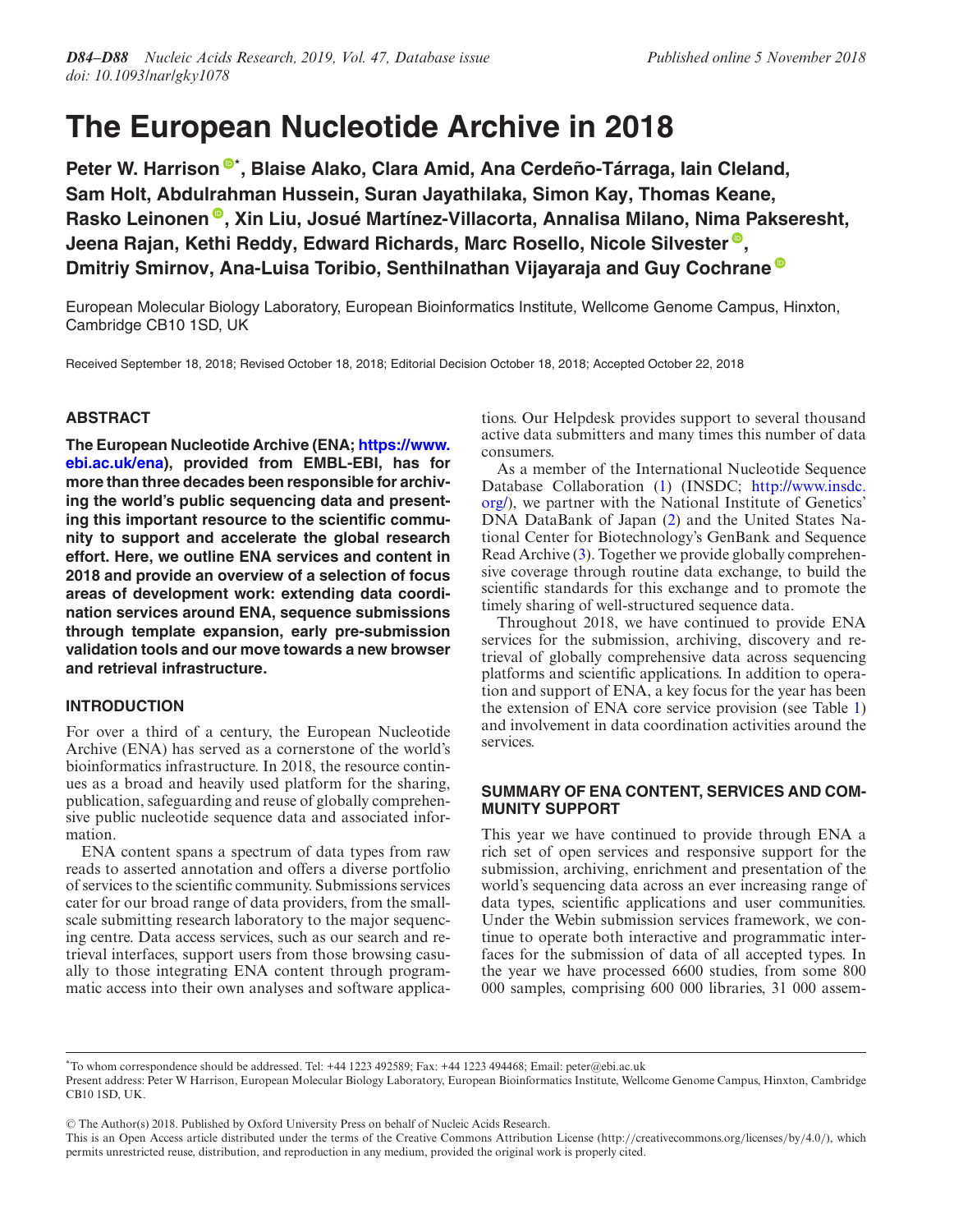# The European Nucleotide Archive in 2018

**Peter W. Harrison*, Blaise Alako, Clara Amid, Ana Cerdeño-Tárraga, Iain Cleland, Sam Holt, Abdulrahman Hussein, Suran Jayathilaka, Simon Kay, Thomas Keane, Rasko Leinonen, Xin Liu, Josué Martínez-Villacorta, Annalisa Milano, Nima Pakseresht, Jeena Rajan, Kethi Reddy, Edward Richards, Marc Rosello, Nicole Silvester, Dmitriy Smirnov, Ana-Luisa Toribio, Senthilnathan Vijayaraja and Guy Cochrane**

European Molecular Biology Laboratory, European Bioinformatics Institute, Wellcome Genome Campus, Hinxton, Cambridge CB10 1SD, UK

Received September 18, 2018; Revised October 18, 2018; Editorial Decision October 18, 2018; Accepted October 22, 2018

## ABSTRACT

**The European Nucleotide Archive (ENA; https://www.ebi.ac.uk/ena), provided from EMBL-EBI, has for more than three decades been responsible for archiving the world's public sequencing data and presenting this important resource to the scientific community to support and accelerate the global research effort. Here, we outline ENA services and content in 2018 and provide an overview of a selection of focus areas of development work: extending data coordination services around ENA, sequence submissions through template expansion, early pre-submission validation tools and our move towards a new browser and retrieval infrastructure.**

## INTRODUCTION

For over a third of a century, the European Nucleotide Archive (ENA) has served as a cornerstone of the world's bioinformatics infrastructure. In 2018, the resource continues as a broad and heavily used platform for the sharing, publication, safeguarding and reuse of globally comprehensive public nucleotide sequence data and associated information.

ENA content spans a spectrum of data types from raw reads to asserted annotation and offers a diverse portfolio of services to the scientific community. Submissions services cater for our broad range of data providers, from the small-scale submitting research laboratory to the major sequencing centre. Data access services, such as our search and retrieval interfaces, support users from those browsing casually to those integrating ENA content through programmatic access into their own analyses and software applications. Our Helpdesk provides support to several thousand active data submitters and many times this number of data consumers.

As a member of the International Nucleotide Sequence Database Collaboration (1) (INSDC; http://www.insdc.org/), we partner with the National Institute of Genetics' DNA DataBank of Japan (2) and the United States National Center for Biotechnology's GenBank and Sequence Read Archive (3). Together we provide globally comprehensive coverage through routine data exchange, to build the scientific standards for this exchange and to promote the timely sharing of well-structured sequence data.

Throughout 2018, we have continued to provide ENA services for the submission, archiving, discovery and retrieval of globally comprehensive data across sequencing platforms and scientific applications. In addition to operation and support of ENA, a key focus for the year has been the extension of ENA core service provision (see Table 1) and involvement in data coordination activities around the services.

## SUMMARY OF ENA CONTENT, SERVICES AND COMMUNITY SUPPORT

This year we have continued to provide through ENA a rich set of open services and responsive support for the submission, archiving, enrichment and presentation of the world's sequencing data across an ever increasing range of data types, scientific applications and user communities. Under the Webin submission services framework, we continue to operate both interactive and programmatic interfaces for the submission of data of all accepted types. In the year we have processed 6600 studies, from some 800 000 samples, comprising 600 000 libraries, 31 000 assem-

*To whom correspondence should be addressed. Tel: +44 1223 492589; Fax: +44 1223 494468; Email: peter@ebi.ac.uk
Present address: Peter W Harrison, European Molecular Biology Laboratory, European Bioinformatics Institute, Wellcome Genome Campus, Hinxton, Cambridge CB10 1SD, UK.

© The Author(s) 2018. Published by Oxford University Press on behalf of Nucleic Acids Research.
This is an Open Access article distributed under the terms of the Creative Commons Attribution License (http://creativecommons.org/licenses/by/4.0/), which permits unrestricted reuse, distribution, and reproduction in any medium, provided the original work is properly cited.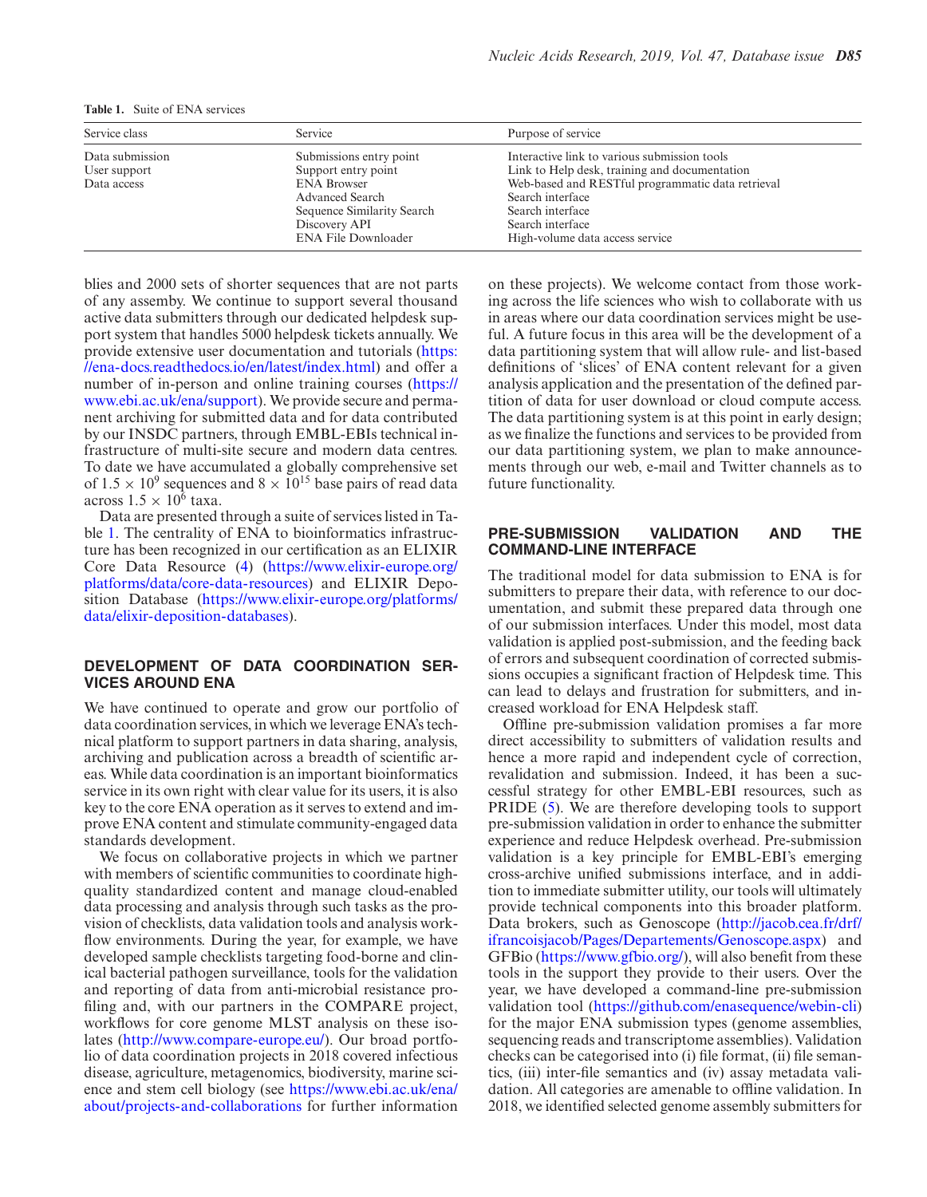**Table 1.** Suite of ENA services

| Service class | Service | Purpose of service |
| --- | --- | --- |
| Data submission | Submissions entry point | Interactive link to various submission tools |
| User support | Support entry point | Link to Help desk, training and documentation |
| Data access | ENA Browser | Web-based and RESTful programmatic data retrieval |
| | Advanced Search | Search interface |
| | Sequence Similarity Search | Search interface |
| | Discovery API | Search interface |
| | ENA File Downloader | High-volume data access service |

blies and 2000 sets of shorter sequences that are not parts of any assemby. We continue to support several thousand active data submitters through our dedicated helpdesk support system that handles 5000 helpdesk tickets annually. We provide extensive user documentation and tutorials (https://ena-docs.readthedocs.io/en/latest/index.html) and offer a number of in-person and online training courses (https://www.ebi.ac.uk/ena/support). We provide secure and permanent archiving for submitted data and for data contributed by our INSDC partners, through EMBL-EBIs technical infrastructure of multi-site secure and modern data centres. To date we have accumulated a globally comprehensive set of $1.5 \times 10^9$ sequences and $8 \times 10^{15}$ base pairs of read data across $1.5 \times 10^6$ taxa.

Data are presented through a suite of services listed in Table 1. The centrality of ENA to bioinformatics infrastructure has been recognized in our certification as an ELIXIR Core Data Resource (4) (https://www.elixir-europe.org/platforms/data/core-data-resources) and ELIXIR Deposition Database (https://www.elixir-europe.org/platforms/data/elixir-deposition-databases).

## DEVELOPMENT OF DATA COORDINATION SERVICES AROUND ENA

We have continued to operate and grow our portfolio of data coordination services, in which we leverage ENA's technical platform to support partners in data sharing, analysis, archiving and publication across a breadth of scientific areas. While data coordination is an important bioinformatics service in its own right with clear value for its users, it is also key to the core ENA operation as it serves to extend and improve ENA content and stimulate community-engaged data standards development.

We focus on collaborative projects in which we partner with members of scientific communities to coordinate high-quality standardized content and manage cloud-enabled data processing and analysis through such tasks as the provision of checklists, data validation tools and analysis workflow environments. During the year, for example, we have developed sample checklists targeting food-borne and clinical bacterial pathogen surveillance, tools for the validation and reporting of data from anti-microbial resistance profiling and, with our partners in the COMPARE project, workflows for core genome MLST analysis on these isolates (http://www.compare-europe.eu/). Our broad portfolio of data coordination projects in 2018 covered infectious disease, agriculture, metagenomics, biodiversity, marine science and stem cell biology (see https://www.ebi.ac.uk/ena/about/projects-and-collaborations for further information on these projects). We welcome contact from those working across the life sciences who wish to collaborate with us in areas where our data coordination services might be useful. A future focus in this area will be the development of a data partitioning system that will allow rule- and list-based definitions of 'slices' of ENA content relevant for a given analysis application and the presentation of the defined partition of data for user download or cloud compute access. The data partitioning system is at this point in early design; as we finalize the functions and services to be provided from our data partitioning system, we plan to make announcements through our web, e-mail and Twitter channels as to future functionality.

## PRE-SUBMISSION VALIDATION AND THE COMMAND-LINE INTERFACE

The traditional model for data submission to ENA is for submitters to prepare their data, with reference to our documentation, and submit these prepared data through one of our submission interfaces. Under this model, most data validation is applied post-submission, and the feeding back of errors and subsequent coordination of corrected submissions occupies a significant fraction of Helpdesk time. This can lead to delays and frustration for submitters, and increased workload for ENA Helpdesk staff.

Offline pre-submission validation promises a far more direct accessibility to submitters of validation results and hence a more rapid and independent cycle of correction, revalidation and submission. Indeed, it has been a successful strategy for other EMBL-EBI resources, such as PRIDE (5). We are therefore developing tools to support pre-submission validation in order to enhance the submitter experience and reduce Helpdesk overhead. Pre-submission validation is a key principle for EMBL-EBI's emerging cross-archive unified submissions interface, and in addition to immediate submitter utility, our tools will ultimately provide technical components into this broader platform. Data brokers, such as Genoscope (http://jacob.cea.fr/drf/ifrancoisjacob/Pages/Departements/Genoscope.aspx) and GFBio (https://www.gfbio.org/), will also benefit from these tools in the support they provide to their users. Over the year, we have developed a command-line pre-submission validation tool (https://github.com/enasequence/webin-cli) for the major ENA submission types (genome assemblies, sequencing reads and transcriptome assemblies). Validation checks can be categorised into (i) file format, (ii) file semantics, (iii) inter-file semantics and (iv) assay metadata validation. All categories are amenable to offline validation. In 2018, we identified selected genome assembly submitters for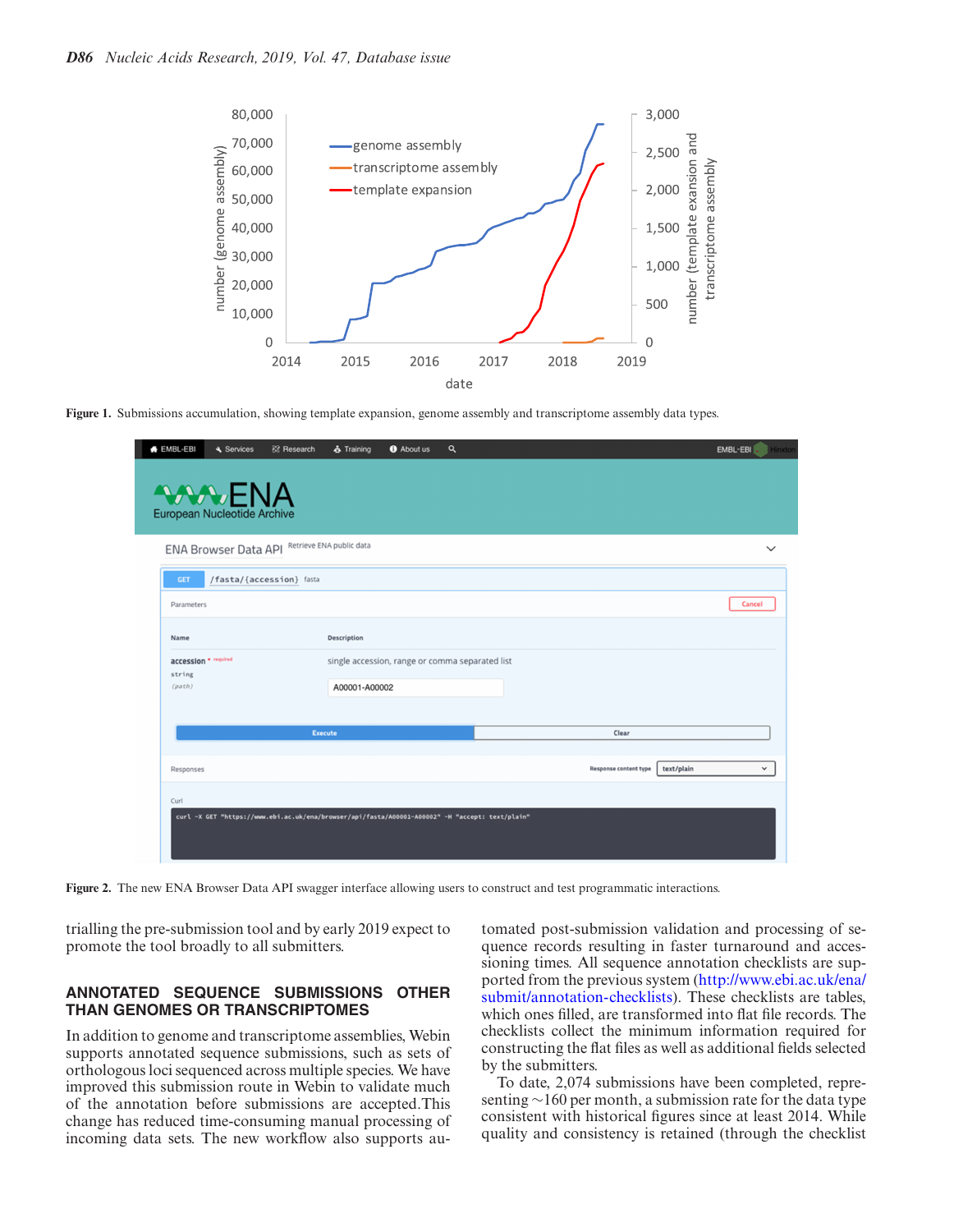Figure 1. Submissions accumulation, showing template expansion, genome assembly and transcriptome assembly data types.

Figure 2. The new ENA Browser Data API swagger interface allowing users to construct and test programmatic interactions.

trialling the pre-submission tool and by early 2019 expect to promote the tool broadly to all submitters.

## ANNOTATED SEQUENCE SUBMISSIONS OTHER THAN GENOMES OR TRANSCRIPTOMES

In addition to genome and transcriptome assemblies, Webin supports annotated sequence submissions, such as sets of orthologous loci sequenced across multiple species. We have improved this submission route in Webin to validate much of the annotation before submissions are accepted.This change has reduced time-consuming manual processing of incoming data sets. The new workflow also supports automated post-submission validation and processing of sequence records resulting in faster turnaround and accessioning times. All sequence annotation checklists are supported from the previous system (http://www.ebi.ac.uk/ena/submit/annotation-checklists). These checklists are tables, which ones filled, are transformed into flat file records. The checklists collect the minimum information required for constructing the flat files as well as additional fields selected by the submitters.

To date, 2,074 submissions have been completed, representing ∼160 per month, a submission rate for the data type consistent with historical figures since at least 2014. While quality and consistency is retained (through the checklist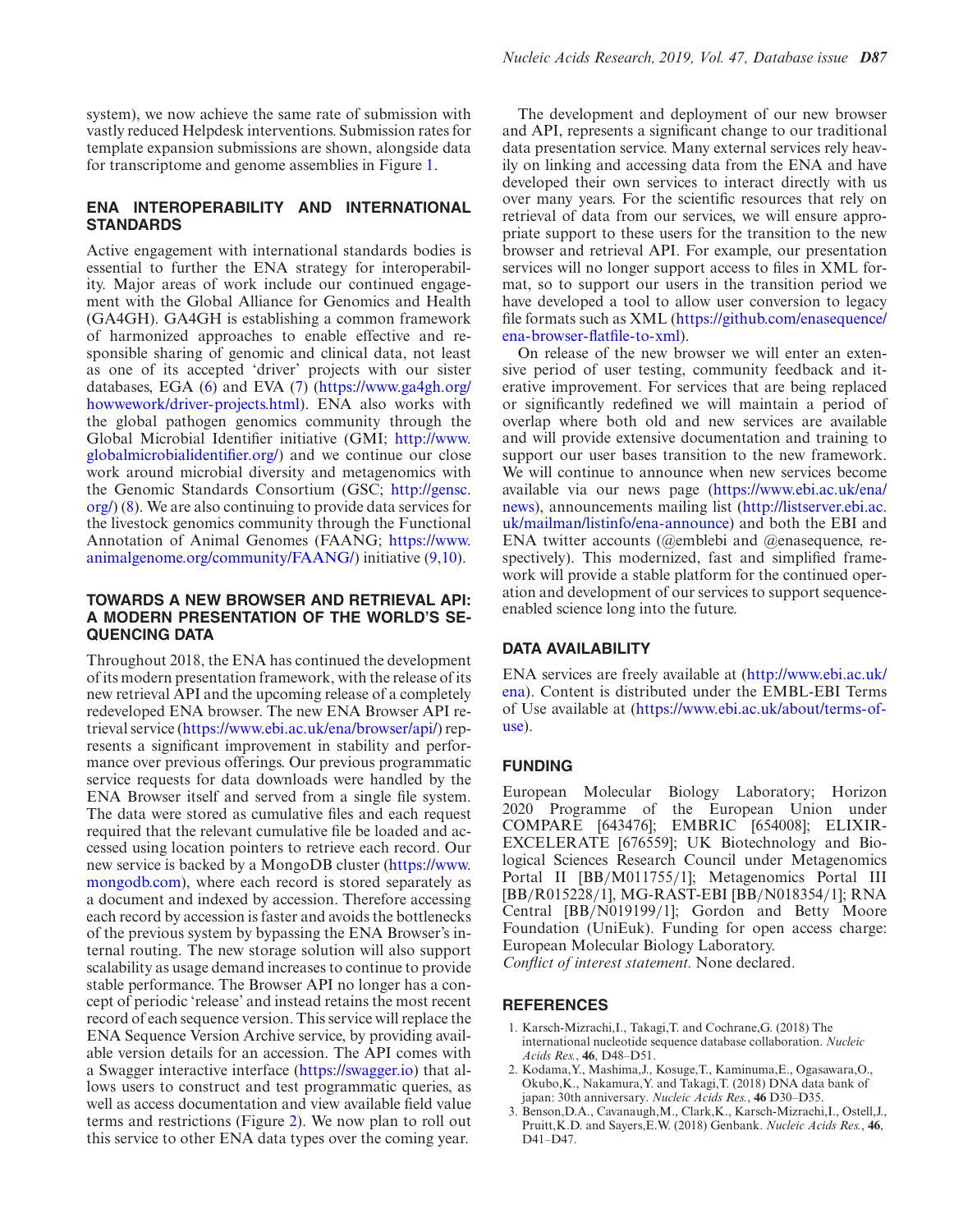system), we now achieve the same rate of submission with vastly reduced Helpdesk interventions. Submission rates for template expansion submissions are shown, alongside data for transcriptome and genome assemblies in Figure 1.

## ENA INTEROPERABILITY AND INTERNATIONAL STANDARDS

Active engagement with international standards bodies is essential to further the ENA strategy for interoperability. Major areas of work include our continued engagement with the Global Alliance for Genomics and Health (GA4GH). GA4GH is establishing a common framework of harmonized approaches to enable effective and responsible sharing of genomic and clinical data, not least as one of its accepted 'driver' projects with our sister databases, EGA (6) and EVA (7) (https://www.ga4gh.org/howwework/driver-projects.html). ENA also works with the global pathogen genomics community through the Global Microbial Identifier initiative (GMI; http://www.globalmicrobialidentifier.org/) and we continue our close work around microbial diversity and metagenomics with the Genomic Standards Consortium (GSC; http://gensc.org/) (8). We are also continuing to provide data services for the livestock genomics community through the Functional Annotation of Animal Genomes (FAANG; https://www.animalgenome.org/community/FAANG/) initiative (9,10).

## TOWARDS A NEW BROWSER AND RETRIEVAL API: A MODERN PRESENTATION OF THE WORLD'S SEQUENCING DATA

Throughout 2018, the ENA has continued the development of its modern presentation framework, with the release of its new retrieval API and the upcoming release of a completely redeveloped ENA browser. The new ENA Browser API retrieval service (https://www.ebi.ac.uk/ena/browser/api/) represents a significant improvement in stability and performance over previous offerings. Our previous programmatic service requests for data downloads were handled by the ENA Browser itself and served from a single file system. The data were stored as cumulative files and each request required that the relevant cumulative file be loaded and accessed using location pointers to retrieve each record. Our new service is backed by a MongoDB cluster (https://www.mongodb.com), where each record is stored separately as a document and indexed by accession. Therefore accessing each record by accession is faster and avoids the bottlenecks of the previous system by bypassing the ENA Browser's internal routing. The new storage solution will also support scalability as usage demand increases to continue to provide stable performance. The Browser API no longer has a concept of periodic 'release' and instead retains the most recent record of each sequence version. This service will replace the ENA Sequence Version Archive service, by providing available version details for an accession. The API comes with a Swagger interactive interface (https://swagger.io) that allows users to construct and test programmatic queries, as well as access documentation and view available field value terms and restrictions (Figure 2). We now plan to roll out this service to other ENA data types over the coming year.

The development and deployment of our new browser and API, represents a significant change to our traditional data presentation service. Many external services rely heavily on linking and accessing data from the ENA and have developed their own services to interact directly with us over many years. For the scientific resources that rely on retrieval of data from our services, we will ensure appropriate support to these users for the transition to the new browser and retrieval API. For example, our presentation services will no longer support access to files in XML format, so to support our users in the transition period we have developed a tool to allow user conversion to legacy file formats such as XML (https://github.com/enasequence/ena-browser-flatfile-to-xml).

On release of the new browser we will enter an extensive period of user testing, community feedback and iterative improvement. For services that are being replaced or significantly redefined we will maintain a period of overlap where both old and new services are available and will provide extensive documentation and training to support our user bases transition to the new framework. We will continue to announce when new services become available via our news page (https://www.ebi.ac.uk/ena/news), announcements mailing list (http://listserver.ebi.ac.uk/mailman/listinfo/ena-announce) and both the EBI and ENA twitter accounts (@emblebi and @enasequence, respectively). This modernized, fast and simplified framework will provide a stable platform for the continued operation and development of our services to support sequence-enabled science long into the future.

## DATA AVAILABILITY

ENA services are freely available at (http://www.ebi.ac.uk/ena). Content is distributed under the EMBL-EBI Terms of Use available at (https://www.ebi.ac.uk/about/terms-of-use).

## FUNDING

European Molecular Biology Laboratory; Horizon 2020 Programme of the European Union under COMPARE [643476]; EMBRIC [654008]; ELIXIR-EXCELERATE [676559]; UK Biotechnology and Biological Sciences Research Council under Metagenomics Portal II [BB/M011755/1]; Metagenomics Portal III [BB/R015228/1], MG-RAST-EBI [BB/N018354/1]; RNA Central [BB/N019199/1]; Gordon and Betty Moore Foundation (UniEuk). Funding for open access charge: European Molecular Biology Laboratory.

*Conflict of interest statement.* None declared.

## REFERENCES

1. Karsch-Mizrachi,I., Takagi,T. and Cochrane,G. (2018) The international nucleotide sequence database collaboration. *Nucleic Acids Res.*, **46**, D48–D51.
2. Kodama,Y., Mashima,J., Kosuge,T., Kaminuma,E., Ogasawara,O., Okubo,K., Nakamura,Y. and Takagi,T. (2018) DNA data bank of japan: 30th anniversary. *Nucleic Acids Res.*, **46** D30–D35.
3. Benson,D.A., Cavanaugh,M., Clark,K., Karsch-Mizrachi,I., Ostell,J., Pruitt,K.D. and Sayers,E.W. (2018) Genbank. *Nucleic Acids Res.*, **46**, D41–D47.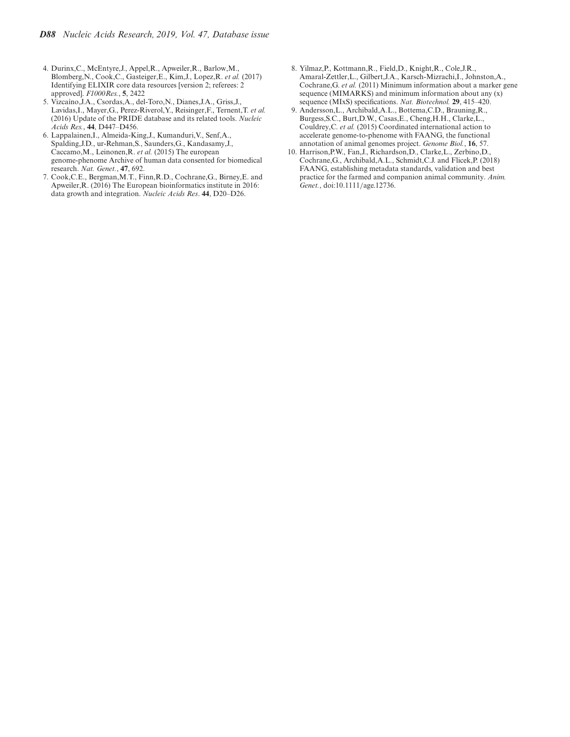4. Durinx,C., McEntyre,J., Appel,R., Apweiler,R., Barlow,M., Blomberg,N., Cook,C., Gasteiger,E., Kim,J., Lopez,R. *et al.* (2017) Identifying ELIXIR core data resources [version 2; referees: 2 approved]. *F1000Res.*, **5**, 2422
5. Vizcaíno,J.A., Csordas,A., del-Toro,N., Dianes,J.A., Griss,J., Lavidas,I., Mayer,G., Perez-Riverol,Y., Reisinger,F., Ternent,T. *et al.* (2016) Update of the PRIDE database and its related tools. *Nucleic Acids Res.*, **44**, D447–D456.
6. Lappalainen,I., Almeida-King,J., Kumanduri,V., Senf,A., Spalding,J.D., ur-Rehman,S., Saunders,G., Kandasamy,J., Caccamo,M., Leinonen,R. *et al.* (2015) The european genome-phenome Archive of human data consented for biomedical research. *Nat. Genet.*, **47**, 692.
7. Cook,C.E., Bergman,M.T., Finn,R.D., Cochrane,G., Birney,E. and Apweiler,R. (2016) The European bioinformatics institute in 2016: data growth and integration. *Nucleic Acids Res*. **44**, D20–D26.
8. Yilmaz,P., Kottmann,R., Field,D., Knight,R., Cole,J.R., Amaral-Zettler,L., Gilbert,J.A., Karsch-Mizrachi,I., Johnston,A., Cochrane,G. *et al.* (2011) Minimum information about a marker gene sequence (MIMARKS) and minimum information about any (x) sequence (MIxS) specifications. *Nat. Biotechnol.* **29**, 415–420.
9. Andersson,L., Archibald,A.L., Bottema,C.D., Brauning,R., Burgess,S.C., Burt,D.W., Casas,E., Cheng,H.H., Clarke,L., Couldrey,C. *et al.* (2015) Coordinated international action to accelerate genome-to-phenome with FAANG, the functional annotation of animal genomes project. *Genome Biol.*, **16**, 57.
10. Harrison,P.W., Fan,J., Richardson,D., Clarke,L., Zerbino,D., Cochrane,G., Archibald,A.L., Schmidt,C.J. and Flicek,P. (2018) FAANG, establishing metadata standards, validation and best practice for the farmed and companion animal community. *Anim. Genet.*, doi:10.1111/age.12736.